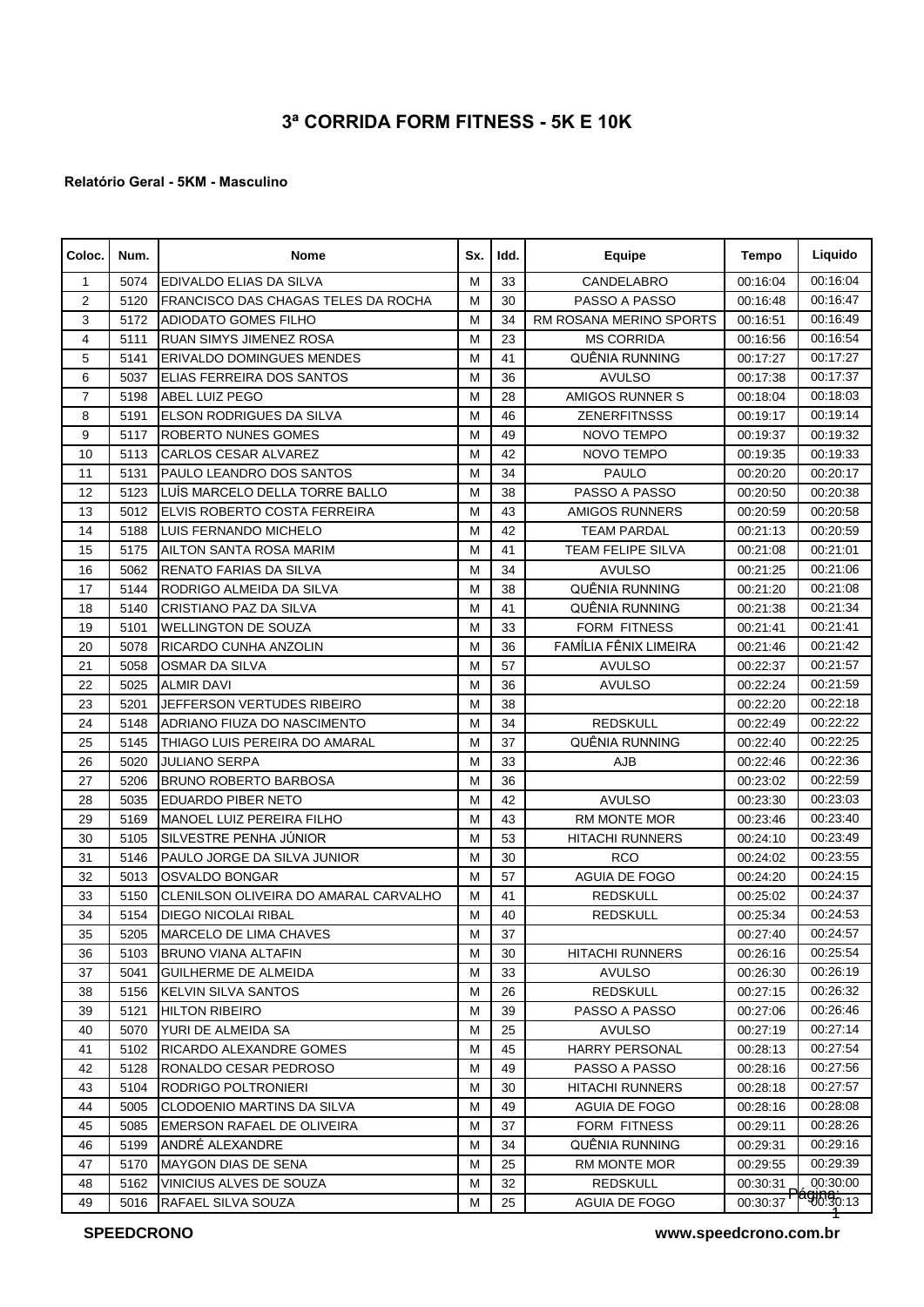# 3ª CORRIDA FORM FITNESS - 5K E 10K

**Relatório Geral - 5KM - Masculino**

| Coloc. | Num. | Nome | Sx. | Idd. | Equipe | Tempo | Liquido |
|---|---|---|---|---|---|---|---|
| 1 | 5074 | EDIVALDO ELIAS DA SILVA | M | 33 | CANDELABRO | 00:16:04 | 00:16:04 |
| 2 | 5120 | FRANCISCO DAS CHAGAS TELES DA ROCHA | M | 30 | PASSO A PASSO | 00:16:48 | 00:16:47 |
| 3 | 5172 | ADIODATO GOMES FILHO | M | 34 | RM ROSANA MERINO SPORTS | 00:16:51 | 00:16:49 |
| 4 | 5111 | RUAN SIMYS JIMENEZ ROSA | M | 23 | MS CORRIDA | 00:16:56 | 00:16:54 |
| 5 | 5141 | ERIVALDO DOMINGUES MENDES | M | 41 | QUÊNIA RUNNING | 00:17:27 | 00:17:27 |
| 6 | 5037 | ELIAS FERREIRA DOS SANTOS | M | 36 | AVULSO | 00:17:38 | 00:17:37 |
| 7 | 5198 | ABEL LUIZ PEGO | M | 28 | AMIGOS RUNNER S | 00:18:04 | 00:18:03 |
| 8 | 5191 | ELSON RODRIGUES DA SILVA | M | 46 | ZENERFITNSSS | 00:19:17 | 00:19:14 |
| 9 | 5117 | ROBERTO NUNES GOMES | M | 49 | NOVO TEMPO | 00:19:37 | 00:19:32 |
| 10 | 5113 | CARLOS CESAR ALVAREZ | M | 42 | NOVO TEMPO | 00:19:35 | 00:19:33 |
| 11 | 5131 | PAULO LEANDRO DOS SANTOS | M | 34 | PAULO | 00:20:20 | 00:20:17 |
| 12 | 5123 | LUÍS MARCELO DELLA TORRE BALLO | M | 38 | PASSO A PASSO | 00:20:50 | 00:20:38 |
| 13 | 5012 | ELVIS ROBERTO COSTA FERREIRA | M | 43 | AMIGOS RUNNERS | 00:20:59 | 00:20:58 |
| 14 | 5188 | LUIS FERNANDO MICHELO | M | 42 | TEAM PARDAL | 00:21:13 | 00:20:59 |
| 15 | 5175 | AILTON SANTA ROSA MARIM | M | 41 | TEAM FELIPE SILVA | 00:21:08 | 00:21:01 |
| 16 | 5062 | RENATO FARIAS DA SILVA | M | 34 | AVULSO | 00:21:25 | 00:21:06 |
| 17 | 5144 | RODRIGO ALMEIDA DA SILVA | M | 38 | QUÊNIA RUNNING | 00:21:20 | 00:21:08 |
| 18 | 5140 | CRISTIANO PAZ DA SILVA | M | 41 | QUÊNIA RUNNING | 00:21:38 | 00:21:34 |
| 19 | 5101 | WELLINGTON DE SOUZA | M | 33 | FORM FITNESS | 00:21:41 | 00:21:41 |
| 20 | 5078 | RICARDO CUNHA ANZOLIN | M | 36 | FAMÍLIA FÊNIX LIMEIRA | 00:21:46 | 00:21:42 |
| 21 | 5058 | OSMAR DA SILVA | M | 57 | AVULSO | 00:22:37 | 00:21:57 |
| 22 | 5025 | ALMIR DAVI | M | 36 | AVULSO | 00:22:24 | 00:21:59 |
| 23 | 5201 | JEFFERSON VERTUDES RIBEIRO | M | 38 | | 00:22:20 | 00:22:18 |
| 24 | 5148 | ADRIANO FIUZA DO NASCIMENTO | M | 34 | REDSKULL | 00:22:49 | 00:22:22 |
| 25 | 5145 | THIAGO LUIS PEREIRA DO AMARAL | M | 37 | QUÊNIA RUNNING | 00:22:40 | 00:22:25 |
| 26 | 5020 | JULIANO SERPA | M | 33 | AJB | 00:22:46 | 00:22:36 |
| 27 | 5206 | BRUNO ROBERTO BARBOSA | M | 36 | | 00:23:02 | 00:22:59 |
| 28 | 5035 | EDUARDO PIBER NETO | M | 42 | AVULSO | 00:23:30 | 00:23:03 |
| 29 | 5169 | MANOEL LUIZ PEREIRA FILHO | M | 43 | RM MONTE MOR | 00:23:46 | 00:23:40 |
| 30 | 5105 | SILVESTRE PENHA JÚNIOR | M | 53 | HITACHI RUNNERS | 00:24:10 | 00:23:49 |
| 31 | 5146 | PAULO JORGE DA SILVA JUNIOR | M | 30 | RCO | 00:24:02 | 00:23:55 |
| 32 | 5013 | OSVALDO BONGAR | M | 57 | AGUIA DE FOGO | 00:24:20 | 00:24:15 |
| 33 | 5150 | CLENILSON OLIVEIRA DO AMARAL CARVALHO | M | 41 | REDSKULL | 00:25:02 | 00:24:37 |
| 34 | 5154 | DIEGO NICOLAI RIBAL | M | 40 | REDSKULL | 00:25:34 | 00:24:53 |
| 35 | 5205 | MARCELO DE LIMA CHAVES | M | 37 | | 00:27:40 | 00:24:57 |
| 36 | 5103 | BRUNO VIANA ALTAFIN | M | 30 | HITACHI RUNNERS | 00:26:16 | 00:25:54 |
| 37 | 5041 | GUILHERME DE ALMEIDA | M | 33 | AVULSO | 00:26:30 | 00:26:19 |
| 38 | 5156 | KELVIN SILVA SANTOS | M | 26 | REDSKULL | 00:27:15 | 00:26:32 |
| 39 | 5121 | HILTON RIBEIRO | M | 39 | PASSO A PASSO | 00:27:06 | 00:26:46 |
| 40 | 5070 | YURI DE ALMEIDA SA | M | 25 | AVULSO | 00:27:19 | 00:27:14 |
| 41 | 5102 | RICARDO ALEXANDRE GOMES | M | 45 | HARRY PERSONAL | 00:28:13 | 00:27:54 |
| 42 | 5128 | RONALDO CESAR PEDROSO | M | 49 | PASSO A PASSO | 00:28:16 | 00:27:56 |
| 43 | 5104 | RODRIGO POLTRONIERI | M | 30 | HITACHI RUNNERS | 00:28:18 | 00:27:57 |
| 44 | 5005 | CLODOENIO MARTINS DA SILVA | M | 49 | AGUIA DE FOGO | 00:28:16 | 00:28:08 |
| 45 | 5085 | EMERSON RAFAEL DE OLIVEIRA | M | 37 | FORM FITNESS | 00:29:11 | 00:28:26 |
| 46 | 5199 | ANDRÉ ALEXANDRE | M | 34 | QUÊNIA RUNNING | 00:29:31 | 00:29:16 |
| 47 | 5170 | MAYGON DIAS DE SENA | M | 25 | RM MONTE MOR | 00:29:55 | 00:29:39 |
| 48 | 5162 | VINICIUS ALVES DE SOUZA | M | 32 | REDSKULL | 00:30:31 | 00:30:00 |
| 49 | 5016 | RAFAEL SILVA SOUZA | M | 25 | AGUIA DE FOGO | 00:30:37 | 00:30:13 |

**SPEEDCRONO** www.speedcrono.com.br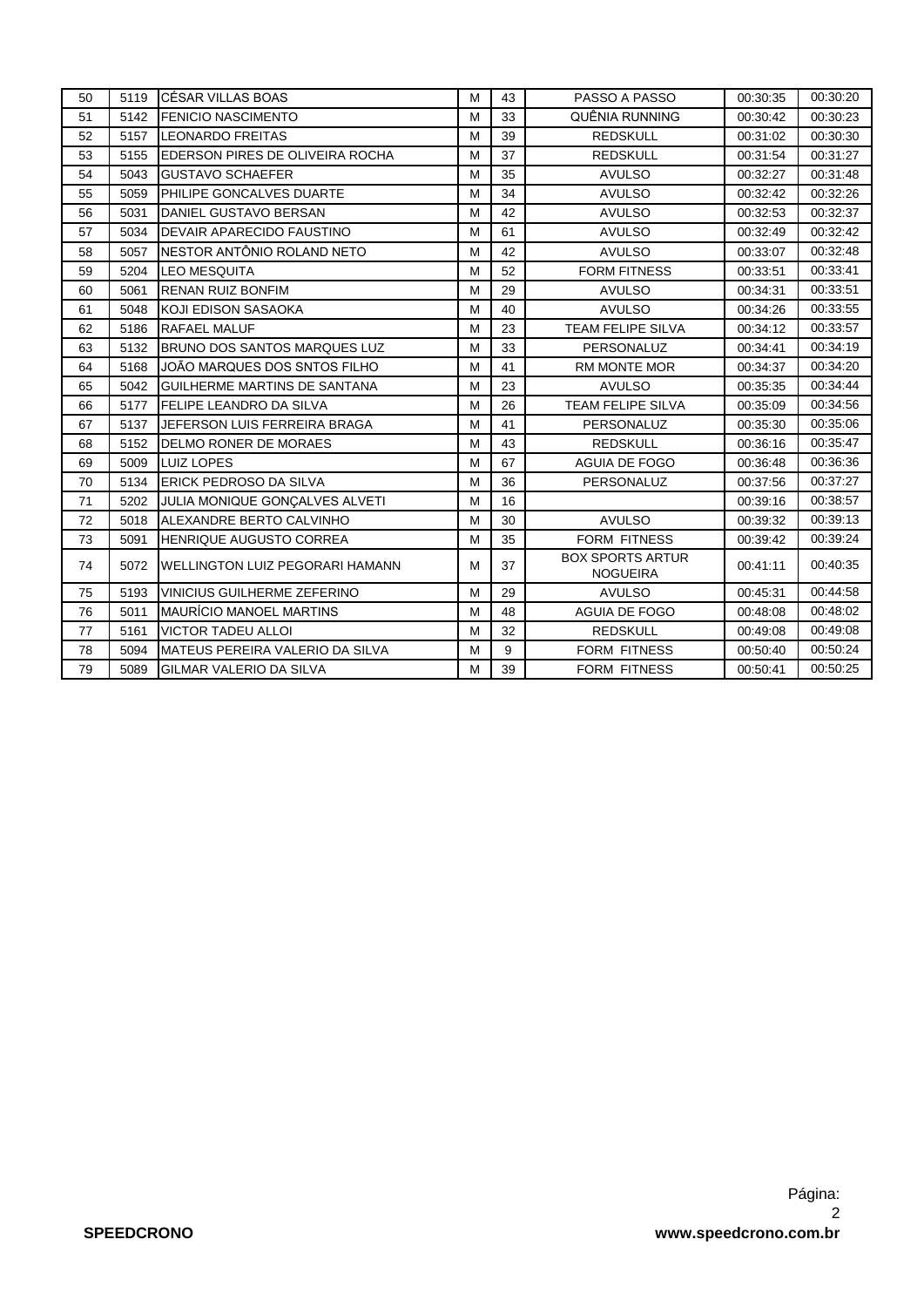| 50 | 5119 | CÉSAR VILLAS BOAS | M | 43 | PASSO A PASSO | 00:30:35 | 00:30:20 |
|---|---|---|---|---|---|---|---|
| 51 | 5142 | FENICIO NASCIMENTO | M | 33 | QUÊNIA RUNNING | 00:30:42 | 00:30:23 |
| 52 | 5157 | LEONARDO FREITAS | M | 39 | REDSKULL | 00:31:02 | 00:30:30 |
| 53 | 5155 | EDERSON PIRES DE OLIVEIRA ROCHA | M | 37 | REDSKULL | 00:31:54 | 00:31:27 |
| 54 | 5043 | GUSTAVO SCHAEFER | M | 35 | AVULSO | 00:32:27 | 00:31:48 |
| 55 | 5059 | PHILIPE GONCALVES DUARTE | M | 34 | AVULSO | 00:32:42 | 00:32:26 |
| 56 | 5031 | DANIEL GUSTAVO BERSAN | M | 42 | AVULSO | 00:32:53 | 00:32:37 |
| 57 | 5034 | DEVAIR APARECIDO FAUSTINO | M | 61 | AVULSO | 00:32:49 | 00:32:42 |
| 58 | 5057 | NESTOR ANTÔNIO ROLAND NETO | M | 42 | AVULSO | 00:33:07 | 00:32:48 |
| 59 | 5204 | LEO MESQUITA | M | 52 | FORM FITNESS | 00:33:51 | 00:33:41 |
| 60 | 5061 | RENAN RUIZ BONFIM | M | 29 | AVULSO | 00:34:31 | 00:33:51 |
| 61 | 5048 | KOJI EDISON SASAOKA | M | 40 | AVULSO | 00:34:26 | 00:33:55 |
| 62 | 5186 | RAFAEL MALUF | M | 23 | TEAM FELIPE SILVA | 00:34:12 | 00:33:57 |
| 63 | 5132 | BRUNO DOS SANTOS MARQUES LUZ | M | 33 | PERSONALUZ | 00:34:41 | 00:34:19 |
| 64 | 5168 | JOÃO MARQUES DOS SNTOS FILHO | M | 41 | RM MONTE MOR | 00:34:37 | 00:34:20 |
| 65 | 5042 | GUILHERME MARTINS DE SANTANA | M | 23 | AVULSO | 00:35:35 | 00:34:44 |
| 66 | 5177 | FELIPE LEANDRO DA SILVA | M | 26 | TEAM FELIPE SILVA | 00:35:09 | 00:34:56 |
| 67 | 5137 | JEFERSON LUIS FERREIRA BRAGA | M | 41 | PERSONALUZ | 00:35:30 | 00:35:06 |
| 68 | 5152 | DELMO RONER DE MORAES | M | 43 | REDSKULL | 00:36:16 | 00:35:47 |
| 69 | 5009 | LUIZ LOPES | M | 67 | AGUIA DE FOGO | 00:36:48 | 00:36:36 |
| 70 | 5134 | ERICK PEDROSO DA SILVA | M | 36 | PERSONALUZ | 00:37:56 | 00:37:27 |
| 71 | 5202 | JULIA MONIQUE GONÇALVES ALVETI | M | 16 | | 00:39:16 | 00:38:57 |
| 72 | 5018 | ALEXANDRE BERTO CALVINHO | M | 30 | AVULSO | 00:39:32 | 00:39:13 |
| 73 | 5091 | HENRIQUE AUGUSTO CORREA | M | 35 | FORM FITNESS | 00:39:42 | 00:39:24 |
| 74 | 5072 | WELLINGTON LUIZ PEGORARI HAMANN | M | 37 | BOX SPORTS ARTUR NOGUEIRA | 00:41:11 | 00:40:35 |
| 75 | 5193 | VINICIUS GUILHERME ZEFERINO | M | 29 | AVULSO | 00:45:31 | 00:44:58 |
| 76 | 5011 | MAURÍCIO MANOEL MARTINS | M | 48 | AGUIA DE FOGO | 00:48:08 | 00:48:02 |
| 77 | 5161 | VICTOR TADEU ALLOI | M | 32 | REDSKULL | 00:49:08 | 00:49:08 |
| 78 | 5094 | MATEUS PEREIRA VALERIO DA SILVA | M | 9 | FORM FITNESS | 00:50:40 | 00:50:24 |
| 79 | 5089 | GILMAR VALERIO DA SILVA | M | 39 | FORM FITNESS | 00:50:41 | 00:50:25 |